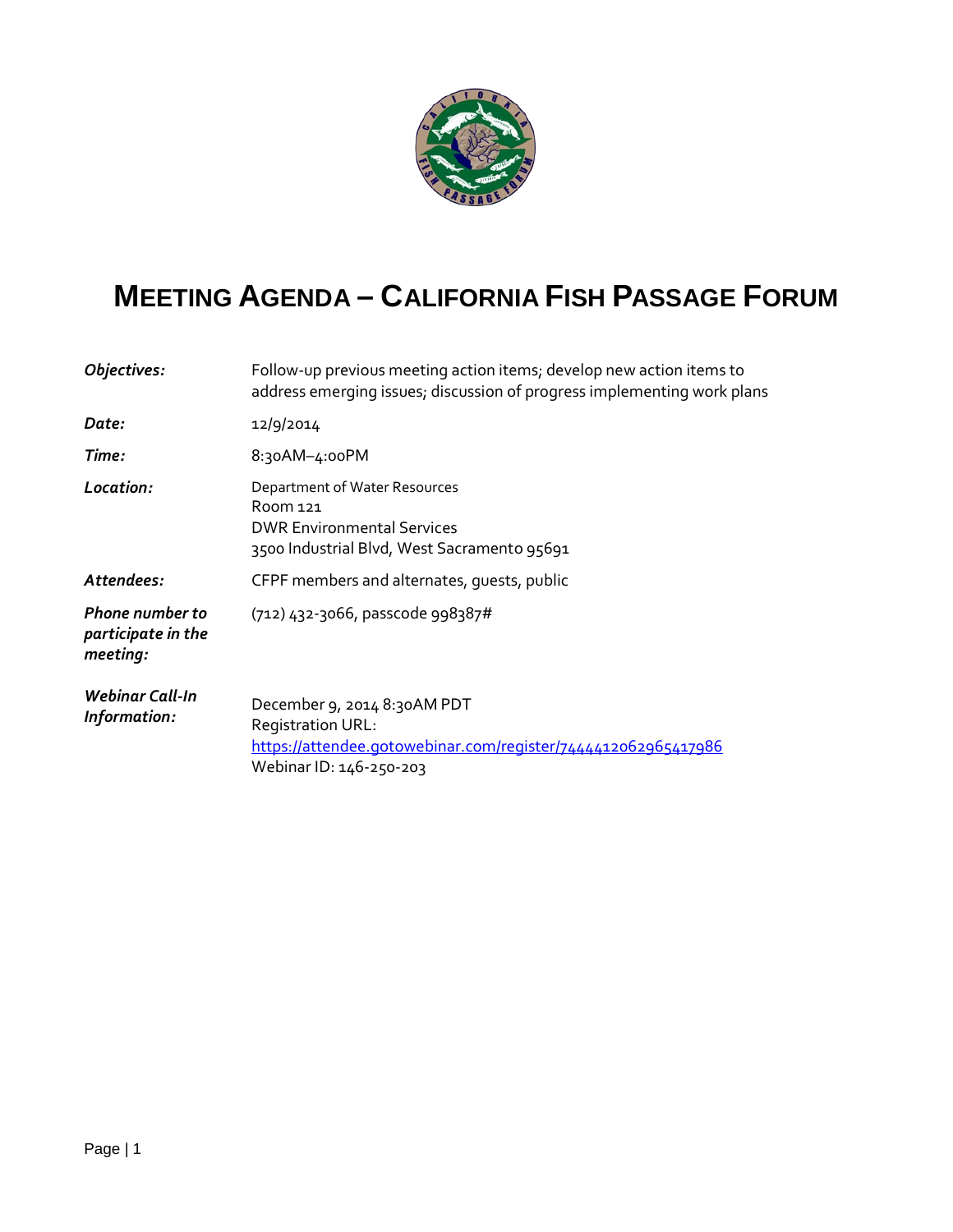# MEETING AGENDA – CALIFORNIA FISH PASSAGE FORUM

| | |
|---|---|
| ***Objectives:*** | Follow-up previous meeting action items; develop new action items to address emerging issues; discussion of progress implementing work plans |
| ***Date:*** | 12/9/2014 |
| ***Time:*** | 8:30AM–4:00PM |
| ***Location:*** | Department of Water Resources<br>Room 121<br>DWR Environmental Services<br>3500 Industrial Blvd, West Sacramento 95691 |
| ***Attendees:*** | CFPF members and alternates, guests, public |
| ***Phone number to participate in the meeting:*** | (712) 432-3066, passcode 998387# |
| ***Webinar Call-In Information:*** | December 9, 2014 8:30AM PDT<br>Registration URL:<br>[https://attendee.gotowebinar.com/register/7444412062965417986](https://attendee.gotowebinar.com/register/7444412062965417986)<br>Webinar ID: 146-250-203 |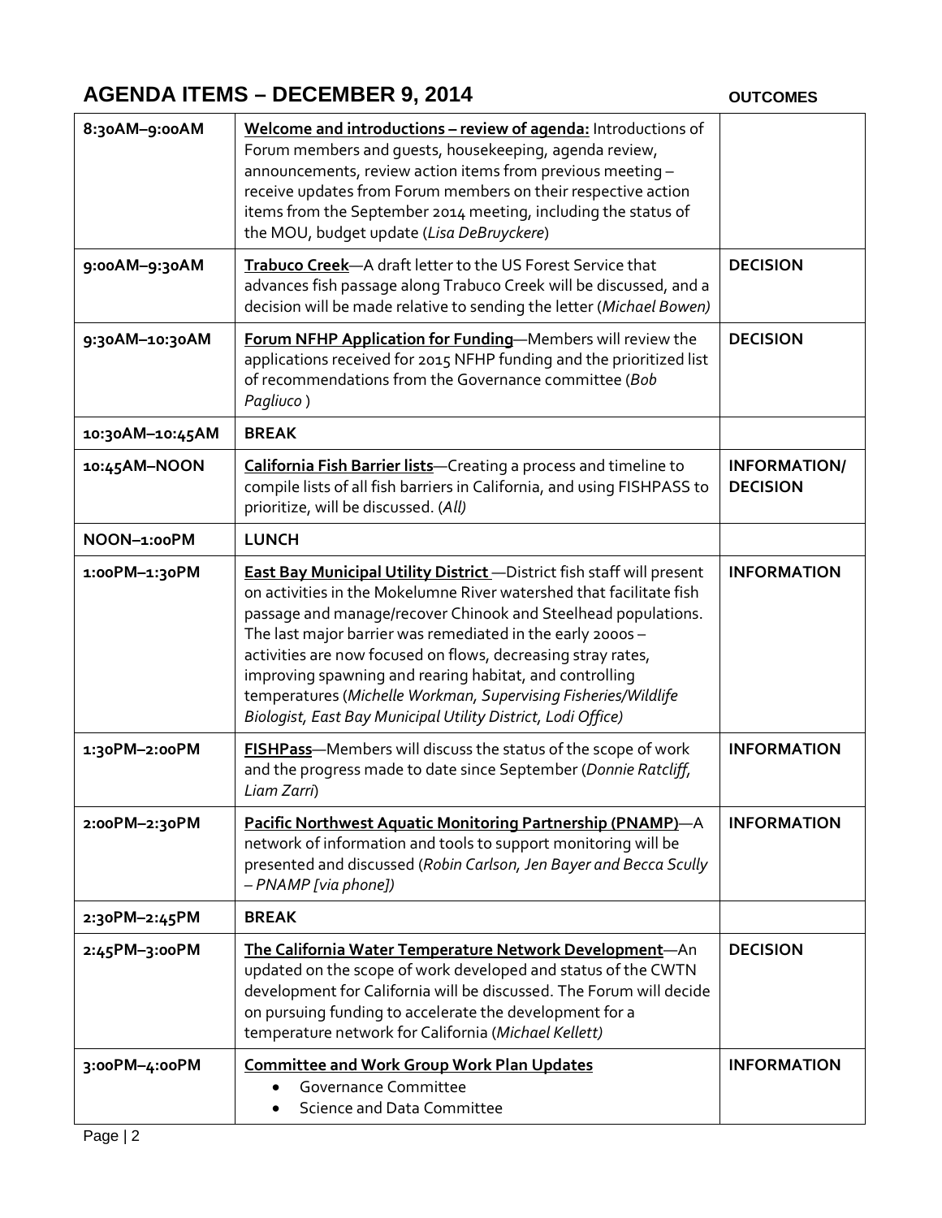## AGENDA ITEMS – DECEMBER 9, 2014

| | | OUTCOMES |
|---|---|---|
| **8:30AM–9:00AM** | **Welcome and introductions – review of agenda:** Introductions of Forum members and guests, housekeeping, agenda review, announcements, review action items from previous meeting – receive updates from Forum members on their respective action items from the September 2014 meeting, including the status of the MOU, budget update (*Lisa DeBruyckere*) | |
| **9:00AM–9:30AM** | **Trabuco Creek**—A draft letter to the US Forest Service that advances fish passage along Trabuco Creek will be discussed, and a decision will be made relative to sending the letter (*Michael Bowen)* | **DECISION** |
| **9:30AM–10:30AM** | **Forum NFHP Application for Funding**—Members will review the applications received for 2015 NFHP funding and the prioritized list of recommendations from the Governance committee (*Bob Pagliuco* ) | **DECISION** |
| **10:30AM–10:45AM** | **BREAK** | |
| **10:45AM–NOON** | **California Fish Barrier lists**—Creating a process and timeline to compile lists of all fish barriers in California, and using FISHPASS to prioritize, will be discussed. (*All)* | **INFORMATION/ DECISION** |
| **NOON–1:00PM** | **LUNCH** | |
| **1:00PM–1:30PM** | **East Bay Municipal Utility District** —District fish staff will present on activities in the Mokelumne River watershed that facilitate fish passage and manage/recover Chinook and Steelhead populations. The last major barrier was remediated in the early 2000s – activities are now focused on flows, decreasing stray rates, improving spawning and rearing habitat, and controlling temperatures (*Michelle Workman, Supervising Fisheries/Wildlife Biologist, East Bay Municipal Utility District, Lodi Office)* | **INFORMATION** |
| **1:30PM–2:00PM** | **FISHPass**—Members will discuss the status of the scope of work and the progress made to date since September (*Donnie Ratcliff, Liam Zarri*) | **INFORMATION** |
| **2:00PM–2:30PM** | **Pacific Northwest Aquatic Monitoring Partnership (PNAMP)**—A network of information and tools to support monitoring will be presented and discussed (*Robin Carlson, Jen Bayer and Becca Scully – PNAMP [via phone])* | **INFORMATION** |
| **2:30PM–2:45PM** | **BREAK** | |
| **2:45PM–3:00PM** | **The California Water Temperature Network Development**—An updated on the scope of work developed and status of the CWTN development for California will be discussed. The Forum will decide on pursuing funding to accelerate the development for a temperature network for California (*Michael Kellett)* | **DECISION** |
| **3:00PM–4:00PM** | **Committee and Work Group Work Plan Updates**<br>• Governance Committee<br>• Science and Data Committee | **INFORMATION** |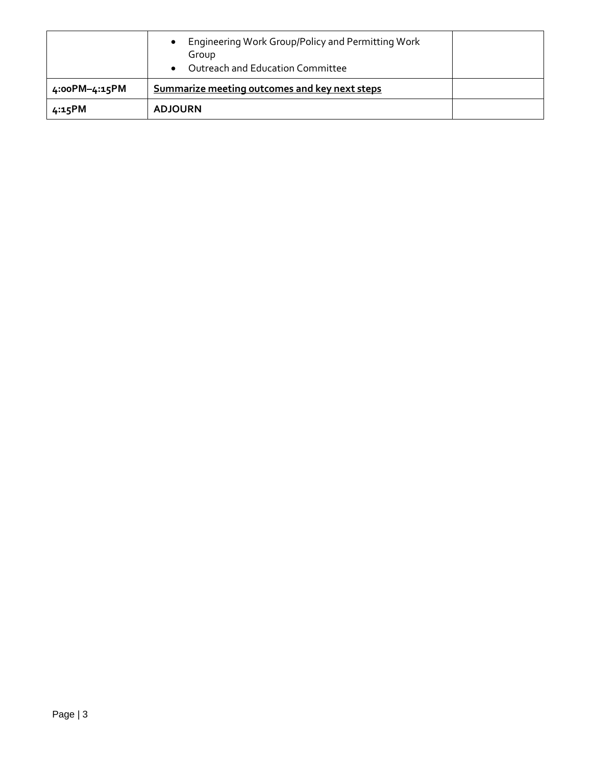| | | |
|---|---|---|
| | • Engineering Work Group/Policy and Permitting Work Group<br>• Outreach and Education Committee | |
| **4:00PM–4:15PM** | **Summarize meeting outcomes and key next steps** | |
| **4:15PM** | **ADJOURN** | |